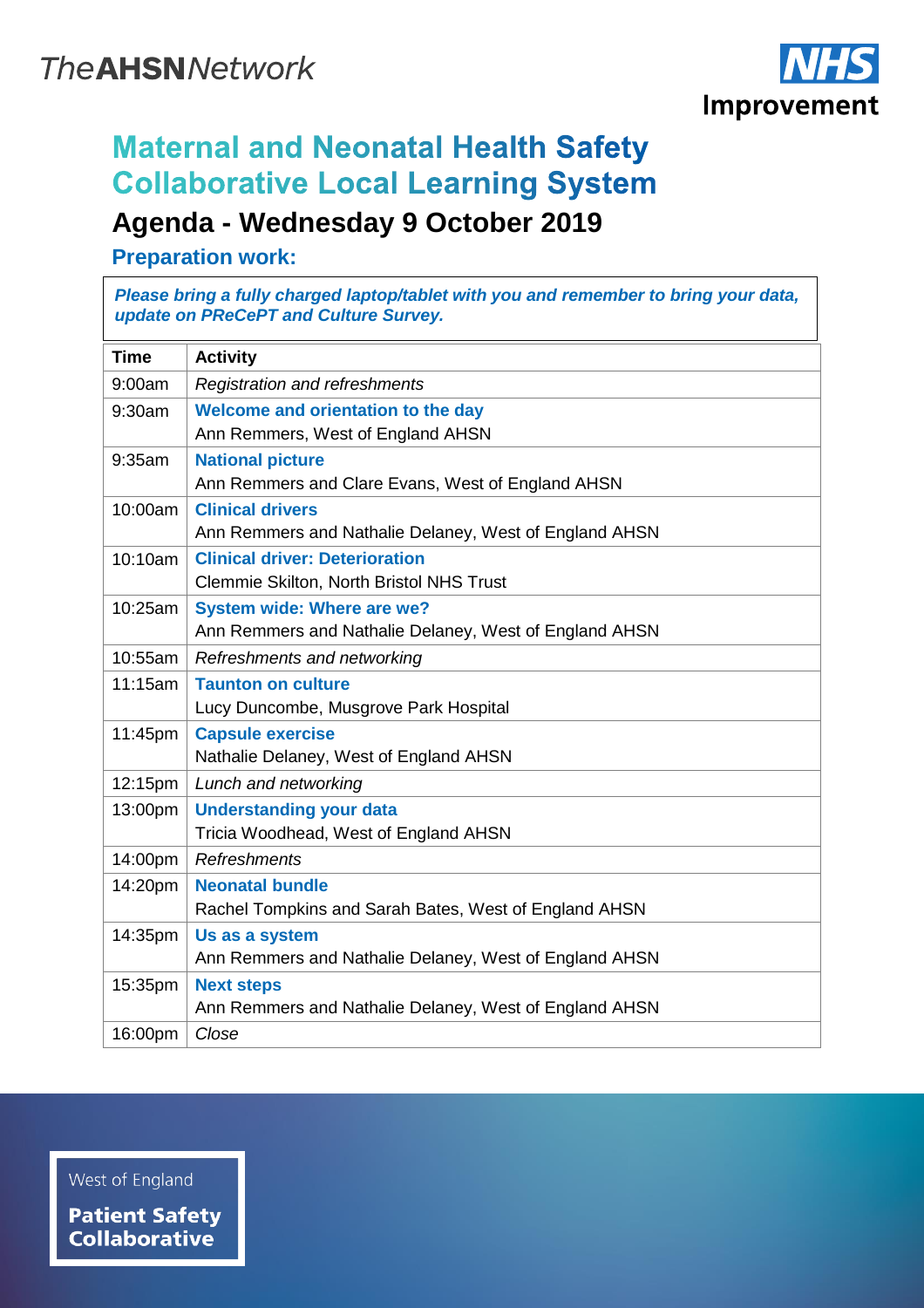TheAHSNNetwork

NHS Improvement

# Maternal and Neonatal Health Safety Collaborative Local Learning System

## Agenda - Wednesday 9 October 2019

### Preparation work:

***Please bring a fully charged laptop/tablet with you and remember to bring your data, update on PReCePT and Culture Survey.***

| Time | Activity |
|---|---|
| 9:00am | *Registration and refreshments* |
| 9:30am | **Welcome and orientation to the day**<br>Ann Remmers, West of England AHSN |
| 9:35am | **National picture**<br>Ann Remmers and Clare Evans, West of England AHSN |
| 10:00am | **Clinical drivers**<br>Ann Remmers and Nathalie Delaney, West of England AHSN |
| 10:10am | **Clinical driver: Deterioration**<br>Clemmie Skilton, North Bristol NHS Trust |
| 10:25am | **System wide: Where are we?**<br>Ann Remmers and Nathalie Delaney, West of England AHSN |
| 10:55am | *Refreshments and networking* |
| 11:15am | **Taunton on culture**<br>Lucy Duncombe, Musgrove Park Hospital |
| 11:45pm | **Capsule exercise**<br>Nathalie Delaney, West of England AHSN |
| 12:15pm | *Lunch and networking* |
| 13:00pm | **Understanding your data**<br>Tricia Woodhead, West of England AHSN |
| 14:00pm | *Refreshments* |
| 14:20pm | **Neonatal bundle**<br>Rachel Tompkins and Sarah Bates, West of England AHSN |
| 14:35pm | **Us as a system**<br>Ann Remmers and Nathalie Delaney, West of England AHSN |
| 15:35pm | **Next steps**<br>Ann Remmers and Nathalie Delaney, West of England AHSN |
| 16:00pm | *Close* |

West of England
**Patient Safety Collaborative**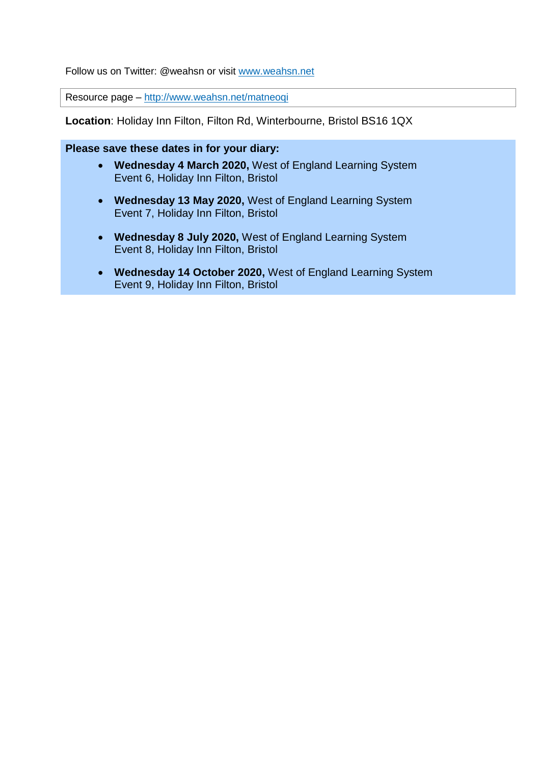Follow us on Twitter: @weahsn or visit [www.weahsn.net](http://www.weahsn.net)

Resource page – [http://www.weahsn.net/matneoqi](http://www.weahsn.net/matneoqi)

**Location**: Holiday Inn Filton, Filton Rd, Winterbourne, Bristol BS16 1QX

**Please save these dates in for your diary:**

- **Wednesday 4 March 2020,** West of England Learning System Event 6, Holiday Inn Filton, Bristol
- **Wednesday 13 May 2020,** West of England Learning System Event 7, Holiday Inn Filton, Bristol
- **Wednesday 8 July 2020,** West of England Learning System Event 8, Holiday Inn Filton, Bristol
- **Wednesday 14 October 2020,** West of England Learning System Event 9, Holiday Inn Filton, Bristol